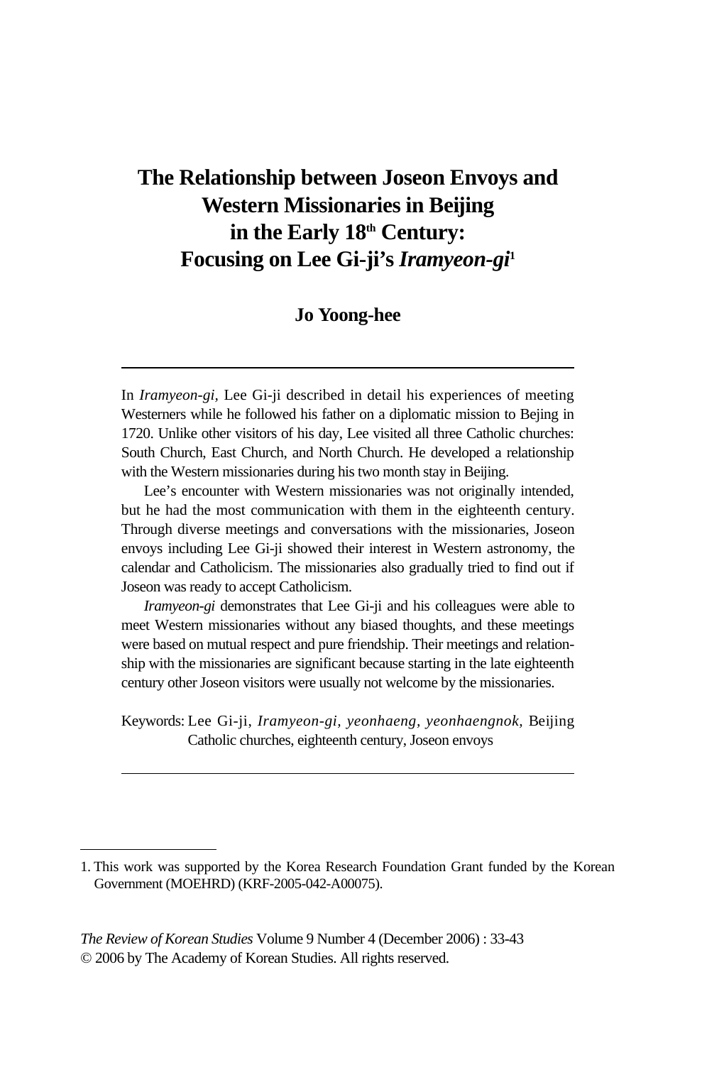# The Relationship between Joseon Envoys and Western Missionaries in Beijing in the Early 18th Century: Focusing on Lee Gi-ji's *Iramyeon-gi*[1]

**Jo Yoong-hee**

---

In *Iramyeon-gi*, Lee Gi-ji described in detail his experiences of meeting Westerners while he followed his father on a diplomatic mission to Bejing in 1720. Unlike other visitors of his day, Lee visited all three Catholic churches: South Church, East Church, and North Church. He developed a relationship with the Western missionaries during his two month stay in Beijing.

Lee's encounter with Western missionaries was not originally intended, but he had the most communication with them in the eighteenth century. Through diverse meetings and conversations with the missionaries, Joseon envoys including Lee Gi-ji showed their interest in Western astronomy, the calendar and Catholicism. The missionaries also gradually tried to find out if Joseon was ready to accept Catholicism.

*Iramyeon-gi* demonstrates that Lee Gi-ji and his colleagues were able to meet Western missionaries without any biased thoughts, and these meetings were based on mutual respect and pure friendship. Their meetings and relationship with the missionaries are significant because starting in the late eighteenth century other Joseon visitors were usually not welcome by the missionaries.

Keywords: Lee Gi-ji, *Iramyeon-gi*, *yeonhaeng*, *yeonhaengnok*, Beijing Catholic churches, eighteenth century, Joseon envoys

---

1. This work was supported by the Korea Research Foundation Grant funded by the Korean Government (MOEHRD) (KRF-2005-042-A00075).

*The Review of Korean Studies* Volume 9 Number 4 (December 2006) : 33-43
© 2006 by The Academy of Korean Studies. All rights reserved.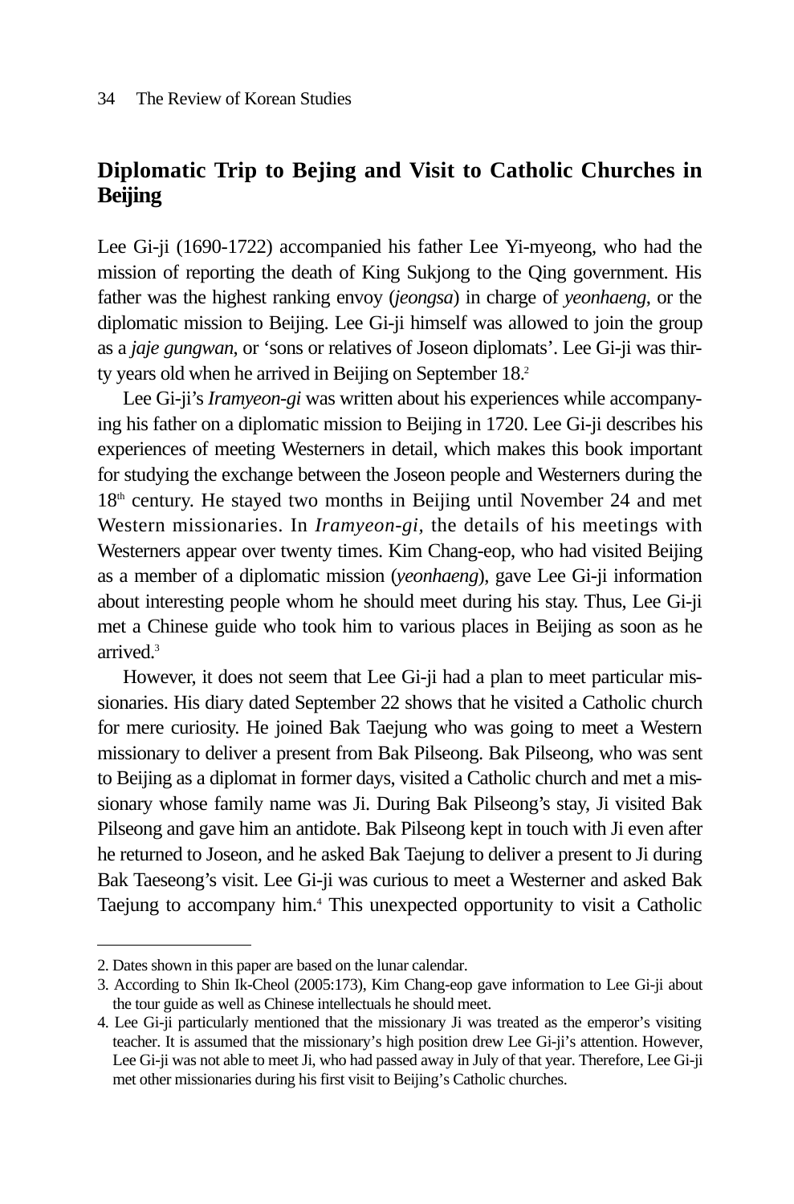## Diplomatic Trip to Bejing and Visit to Catholic Churches in Beijing

Lee Gi-ji (1690-1722) accompanied his father Lee Yi-myeong, who had the mission of reporting the death of King Sukjong to the Qing government. His father was the highest ranking envoy (*jeongsa*) in charge of *yeonhaeng*, or the diplomatic mission to Beijing. Lee Gi-ji himself was allowed to join the group as a *jaje gungwan*, or 'sons or relatives of Joseon diplomats'. Lee Gi-ji was thirty years old when he arrived in Beijing on September 18.[2]

Lee Gi-ji's *Iramyeon-gi* was written about his experiences while accompanying his father on a diplomatic mission to Beijing in 1720. Lee Gi-ji describes his experiences of meeting Westerners in detail, which makes this book important for studying the exchange between the Joseon people and Westerners during the 18th century. He stayed two months in Beijing until November 24 and met Western missionaries. In *Iramyeon-gi*, the details of his meetings with Westerners appear over twenty times. Kim Chang-eop, who had visited Beijing as a member of a diplomatic mission (*yeonhaeng*), gave Lee Gi-ji information about interesting people whom he should meet during his stay. Thus, Lee Gi-ji met a Chinese guide who took him to various places in Beijing as soon as he arrived.[3]

However, it does not seem that Lee Gi-ji had a plan to meet particular missionaries. His diary dated September 22 shows that he visited a Catholic church for mere curiosity. He joined Bak Taejung who was going to meet a Western missionary to deliver a present from Bak Pilseong. Bak Pilseong, who was sent to Beijing as a diplomat in former days, visited a Catholic church and met a missionary whose family name was Ji. During Bak Pilseong's stay, Ji visited Bak Pilseong and gave him an antidote. Bak Pilseong kept in touch with Ji even after he returned to Joseon, and he asked Bak Taejung to deliver a present to Ji during Bak Taeseong's visit. Lee Gi-ji was curious to meet a Westerner and asked Bak Taejung to accompany him.[4] This unexpected opportunity to visit a Catholic

---

2. Dates shown in this paper are based on the lunar calendar.

3. According to Shin Ik-Cheol (2005:173), Kim Chang-eop gave information to Lee Gi-ji about the tour guide as well as Chinese intellectuals he should meet.

4. Lee Gi-ji particularly mentioned that the missionary Ji was treated as the emperor's visiting teacher. It is assumed that the missionary's high position drew Lee Gi-ji's attention. However, Lee Gi-ji was not able to meet Ji, who had passed away in July of that year. Therefore, Lee Gi-ji met other missionaries during his first visit to Beijing's Catholic churches.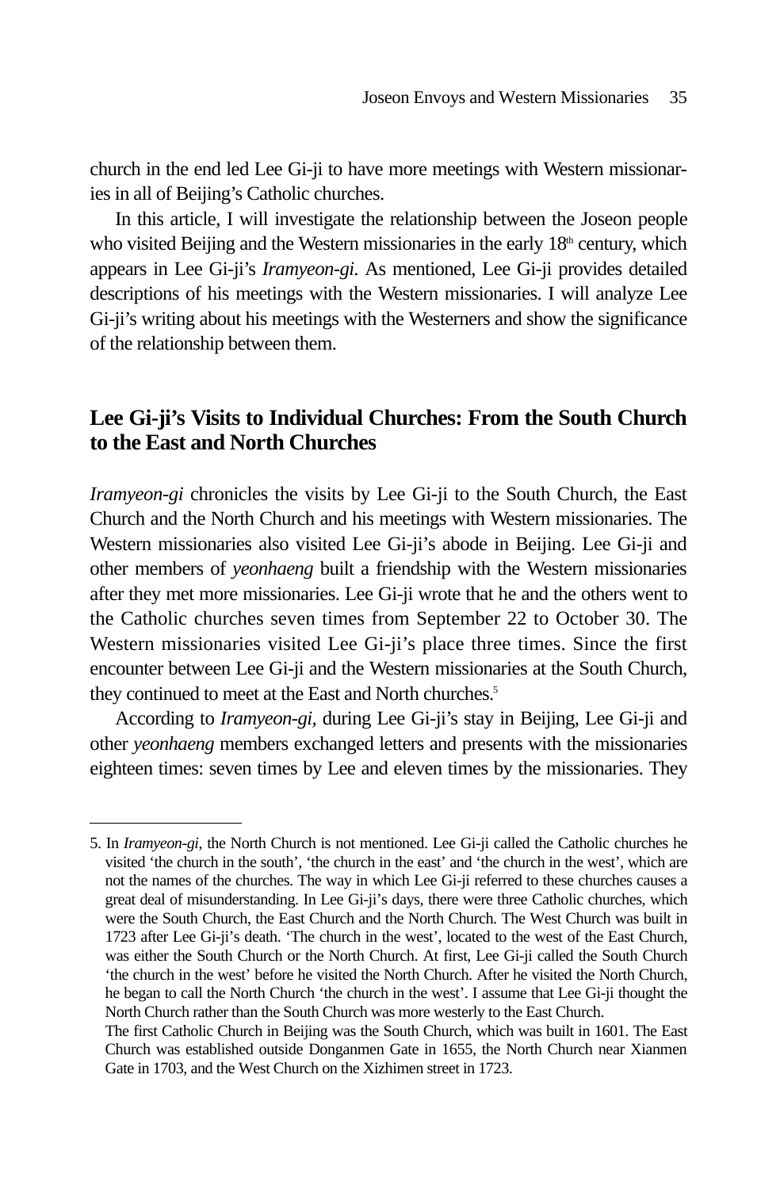church in the end led Lee Gi-ji to have more meetings with Western missionaries in all of Beijing's Catholic churches.

In this article, I will investigate the relationship between the Joseon people who visited Beijing and the Western missionaries in the early 18th century, which appears in Lee Gi-ji's *Iramyeon-gi*. As mentioned, Lee Gi-ji provides detailed descriptions of his meetings with the Western missionaries. I will analyze Lee Gi-ji's writing about his meetings with the Westerners and show the significance of the relationship between them.

## Lee Gi-ji's Visits to Individual Churches: From the South Church to the East and North Churches

*Iramyeon-gi* chronicles the visits by Lee Gi-ji to the South Church, the East Church and the North Church and his meetings with Western missionaries. The Western missionaries also visited Lee Gi-ji's abode in Beijing. Lee Gi-ji and other members of *yeonhaeng* built a friendship with the Western missionaries after they met more missionaries. Lee Gi-ji wrote that he and the others went to the Catholic churches seven times from September 22 to October 30. The Western missionaries visited Lee Gi-ji's place three times. Since the first encounter between Lee Gi-ji and the Western missionaries at the South Church, they continued to meet at the East and North churches.[5]

According to *Iramyeon-gi*, during Lee Gi-ji's stay in Beijing, Lee Gi-ji and other *yeonhaeng* members exchanged letters and presents with the missionaries eighteen times: seven times by Lee and eleven times by the missionaries. They

---

5. In *Iramyeon-gi*, the North Church is not mentioned. Lee Gi-ji called the Catholic churches he visited 'the church in the south', 'the church in the east' and 'the church in the west', which are not the names of the churches. The way in which Lee Gi-ji referred to these churches causes a great deal of misunderstanding. In Lee Gi-ji's days, there were three Catholic churches, which were the South Church, the East Church and the North Church. The West Church was built in 1723 after Lee Gi-ji's death. 'The church in the west', located to the west of the East Church, was either the South Church or the North Church. At first, Lee Gi-ji called the South Church 'the church in the west' before he visited the North Church. After he visited the North Church, he began to call the North Church 'the church in the west'. I assume that Lee Gi-ji thought the North Church rather than the South Church was more westerly to the East Church.
   The first Catholic Church in Beijing was the South Church, which was built in 1601. The East Church was established outside Donganmen Gate in 1655, the North Church near Xianmen Gate in 1703, and the West Church on the Xizhimen street in 1723.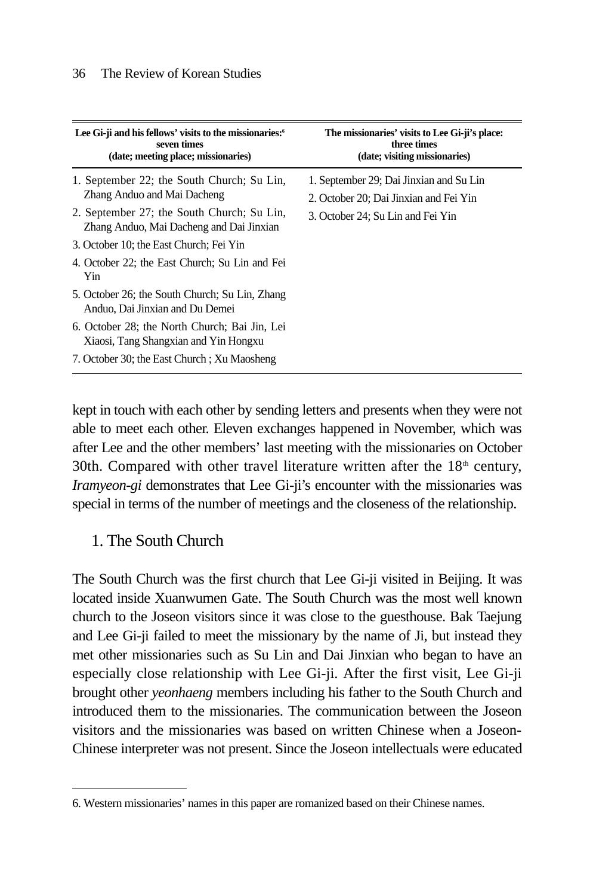| Lee Gi-ji and his fellows' visits to the missionaries:[6] seven times (date; meeting place; missionaries) | The missionaries' visits to Lee Gi-ji's place: three times (date; visiting missionaries) |
|---|---|
| 1. September 22; the South Church; Su Lin, Zhang Anduo and Mai Dacheng | 1. September 29; Dai Jinxian and Su Lin |
| 2. September 27; the South Church; Su Lin, Zhang Anduo, Mai Dacheng and Dai Jinxian | 2. October 20; Dai Jinxian and Fei Yin |
| 3. October 10; the East Church; Fei Yin | 3. October 24; Su Lin and Fei Yin |
| 4. October 22; the East Church; Su Lin and Fei Yin | |
| 5. October 26; the South Church; Su Lin, Zhang Anduo, Dai Jinxian and Du Demei | |
| 6. October 28; the North Church; Bai Jin, Lei Xiaosi, Tang Shangxian and Yin Hongxu | |
| 7. October 30; the East Church ; Xu Maosheng | |

kept in touch with each other by sending letters and presents when they were not able to meet each other. Eleven exchanges happened in November, which was after Lee and the other members' last meeting with the missionaries on October 30th. Compared with other travel literature written after the 18th century, *Iramyeon-gi* demonstrates that Lee Gi-ji's encounter with the missionaries was special in terms of the number of meetings and the closeness of the relationship.

### 1. The South Church

The South Church was the first church that Lee Gi-ji visited in Beijing. It was located inside Xuanwumen Gate. The South Church was the most well known church to the Joseon visitors since it was close to the guesthouse. Bak Taejung and Lee Gi-ji failed to meet the missionary by the name of Ji, but instead they met other missionaries such as Su Lin and Dai Jinxian who began to have an especially close relationship with Lee Gi-ji. After the first visit, Lee Gi-ji brought other *yeonhaeng* members including his father to the South Church and introduced them to the missionaries. The communication between the Joseon visitors and the missionaries was based on written Chinese when a Joseon-Chinese interpreter was not present. Since the Joseon intellectuals were educated

---

6. Western missionaries' names in this paper are romanized based on their Chinese names.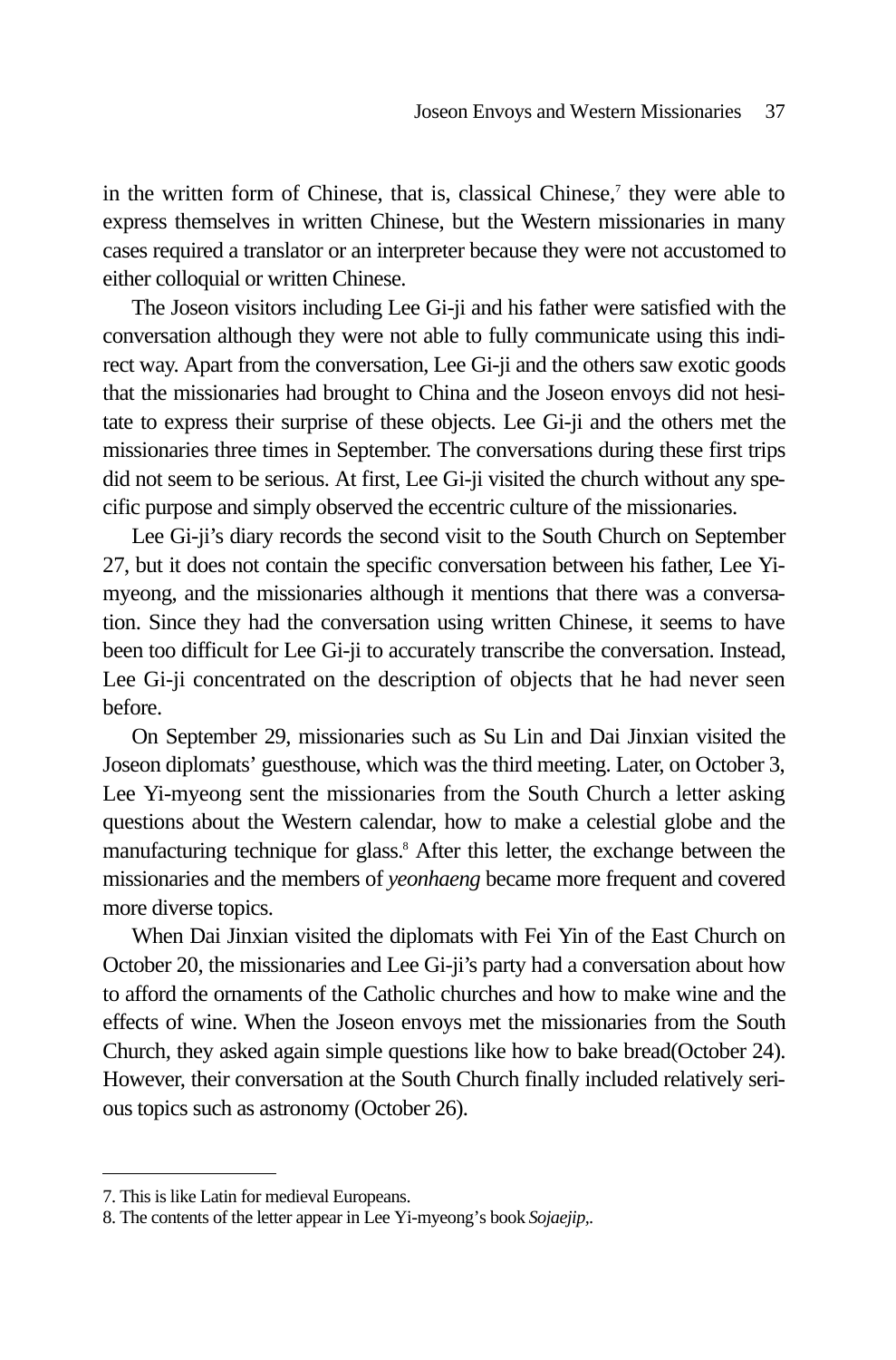in the written form of Chinese, that is, classical Chinese,[7] they were able to express themselves in written Chinese, but the Western missionaries in many cases required a translator or an interpreter because they were not accustomed to either colloquial or written Chinese.

The Joseon visitors including Lee Gi-ji and his father were satisfied with the conversation although they were not able to fully communicate using this indirect way. Apart from the conversation, Lee Gi-ji and the others saw exotic goods that the missionaries had brought to China and the Joseon envoys did not hesitate to express their surprise of these objects. Lee Gi-ji and the others met the missionaries three times in September. The conversations during these first trips did not seem to be serious. At first, Lee Gi-ji visited the church without any specific purpose and simply observed the eccentric culture of the missionaries.

Lee Gi-ji's diary records the second visit to the South Church on September 27, but it does not contain the specific conversation between his father, Lee Yi-myeong, and the missionaries although it mentions that there was a conversation. Since they had the conversation using written Chinese, it seems to have been too difficult for Lee Gi-ji to accurately transcribe the conversation. Instead, Lee Gi-ji concentrated on the description of objects that he had never seen before.

On September 29, missionaries such as Su Lin and Dai Jinxian visited the Joseon diplomats' guesthouse, which was the third meeting. Later, on October 3, Lee Yi-myeong sent the missionaries from the South Church a letter asking questions about the Western calendar, how to make a celestial globe and the manufacturing technique for glass.[8] After this letter, the exchange between the missionaries and the members of *yeonhaeng* became more frequent and covered more diverse topics.

When Dai Jinxian visited the diplomats with Fei Yin of the East Church on October 20, the missionaries and Lee Gi-ji's party had a conversation about how to afford the ornaments of the Catholic churches and how to make wine and the effects of wine. When the Joseon envoys met the missionaries from the South Church, they asked again simple questions like how to bake bread(October 24). However, their conversation at the South Church finally included relatively serious topics such as astronomy (October 26).

7. This is like Latin for medieval Europeans.

8. The contents of the letter appear in Lee Yi-myeong's book *Sojaejip*,.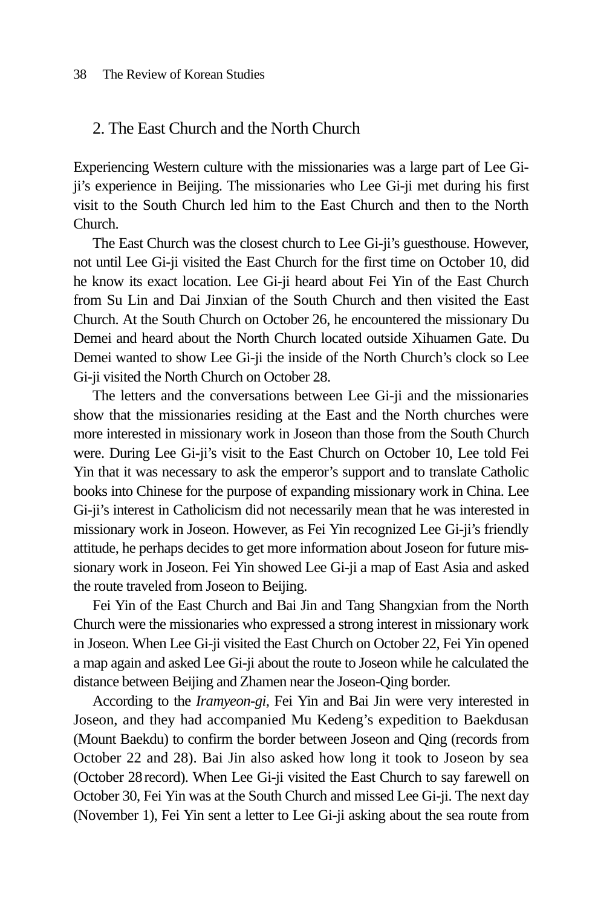## 2. The East Church and the North Church

Experiencing Western culture with the missionaries was a large part of Lee Gi-ji's experience in Beijing. The missionaries who Lee Gi-ji met during his first visit to the South Church led him to the East Church and then to the North Church.

The East Church was the closest church to Lee Gi-ji's guesthouse. However, not until Lee Gi-ji visited the East Church for the first time on October 10, did he know its exact location. Lee Gi-ji heard about Fei Yin of the East Church from Su Lin and Dai Jinxian of the South Church and then visited the East Church. At the South Church on October 26, he encountered the missionary Du Demei and heard about the North Church located outside Xihuamen Gate. Du Demei wanted to show Lee Gi-ji the inside of the North Church's clock so Lee Gi-ji visited the North Church on October 28.

The letters and the conversations between Lee Gi-ji and the missionaries show that the missionaries residing at the East and the North churches were more interested in missionary work in Joseon than those from the South Church were. During Lee Gi-ji's visit to the East Church on October 10, Lee told Fei Yin that it was necessary to ask the emperor's support and to translate Catholic books into Chinese for the purpose of expanding missionary work in China. Lee Gi-ji's interest in Catholicism did not necessarily mean that he was interested in missionary work in Joseon. However, as Fei Yin recognized Lee Gi-ji's friendly attitude, he perhaps decides to get more information about Joseon for future missionary work in Joseon. Fei Yin showed Lee Gi-ji a map of East Asia and asked the route traveled from Joseon to Beijing.

Fei Yin of the East Church and Bai Jin and Tang Shangxian from the North Church were the missionaries who expressed a strong interest in missionary work in Joseon. When Lee Gi-ji visited the East Church on October 22, Fei Yin opened a map again and asked Lee Gi-ji about the route to Joseon while he calculated the distance between Beijing and Zhamen near the Joseon-Qing border.

According to the *Iramyeon-gi*, Fei Yin and Bai Jin were very interested in Joseon, and they had accompanied Mu Kedeng's expedition to Baekdusan (Mount Baekdu) to confirm the border between Joseon and Qing (records from October 22 and 28). Bai Jin also asked how long it took to Joseon by sea (October 28 record). When Lee Gi-ji visited the East Church to say farewell on October 30, Fei Yin was at the South Church and missed Lee Gi-ji. The next day (November 1), Fei Yin sent a letter to Lee Gi-ji asking about the sea route from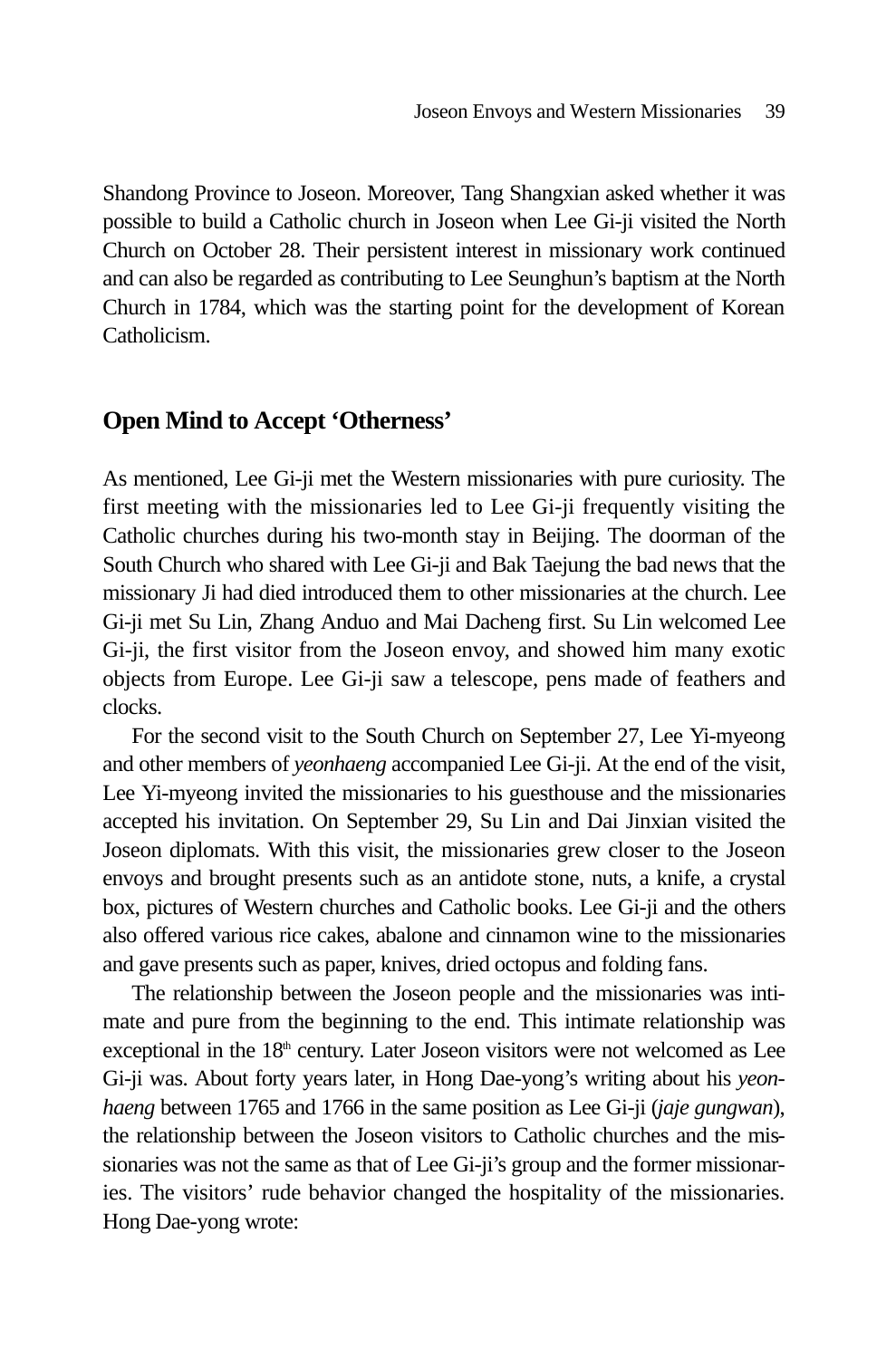Shandong Province to Joseon. Moreover, Tang Shangxian asked whether it was possible to build a Catholic church in Joseon when Lee Gi-ji visited the North Church on October 28. Their persistent interest in missionary work continued and can also be regarded as contributing to Lee Seunghun's baptism at the North Church in 1784, which was the starting point for the development of Korean Catholicism.

## Open Mind to Accept 'Otherness'

As mentioned, Lee Gi-ji met the Western missionaries with pure curiosity. The first meeting with the missionaries led to Lee Gi-ji frequently visiting the Catholic churches during his two-month stay in Beijing. The doorman of the South Church who shared with Lee Gi-ji and Bak Taejung the bad news that the missionary Ji had died introduced them to other missionaries at the church. Lee Gi-ji met Su Lin, Zhang Anduo and Mai Dacheng first. Su Lin welcomed Lee Gi-ji, the first visitor from the Joseon envoy, and showed him many exotic objects from Europe. Lee Gi-ji saw a telescope, pens made of feathers and clocks.

For the second visit to the South Church on September 27, Lee Yi-myeong and other members of *yeonhaeng* accompanied Lee Gi-ji. At the end of the visit, Lee Yi-myeong invited the missionaries to his guesthouse and the missionaries accepted his invitation. On September 29, Su Lin and Dai Jinxian visited the Joseon diplomats. With this visit, the missionaries grew closer to the Joseon envoys and brought presents such as an antidote stone, nuts, a knife, a crystal box, pictures of Western churches and Catholic books. Lee Gi-ji and the others also offered various rice cakes, abalone and cinnamon wine to the missionaries and gave presents such as paper, knives, dried octopus and folding fans.

The relationship between the Joseon people and the missionaries was intimate and pure from the beginning to the end. This intimate relationship was exceptional in the 18th century. Later Joseon visitors were not welcomed as Lee Gi-ji was. About forty years later, in Hong Dae-yong's writing about his *yeonhaeng* between 1765 and 1766 in the same position as Lee Gi-ji (*jaje gungwan*), the relationship between the Joseon visitors to Catholic churches and the missionaries was not the same as that of Lee Gi-ji's group and the former missionaries. The visitors' rude behavior changed the hospitality of the missionaries. Hong Dae-yong wrote: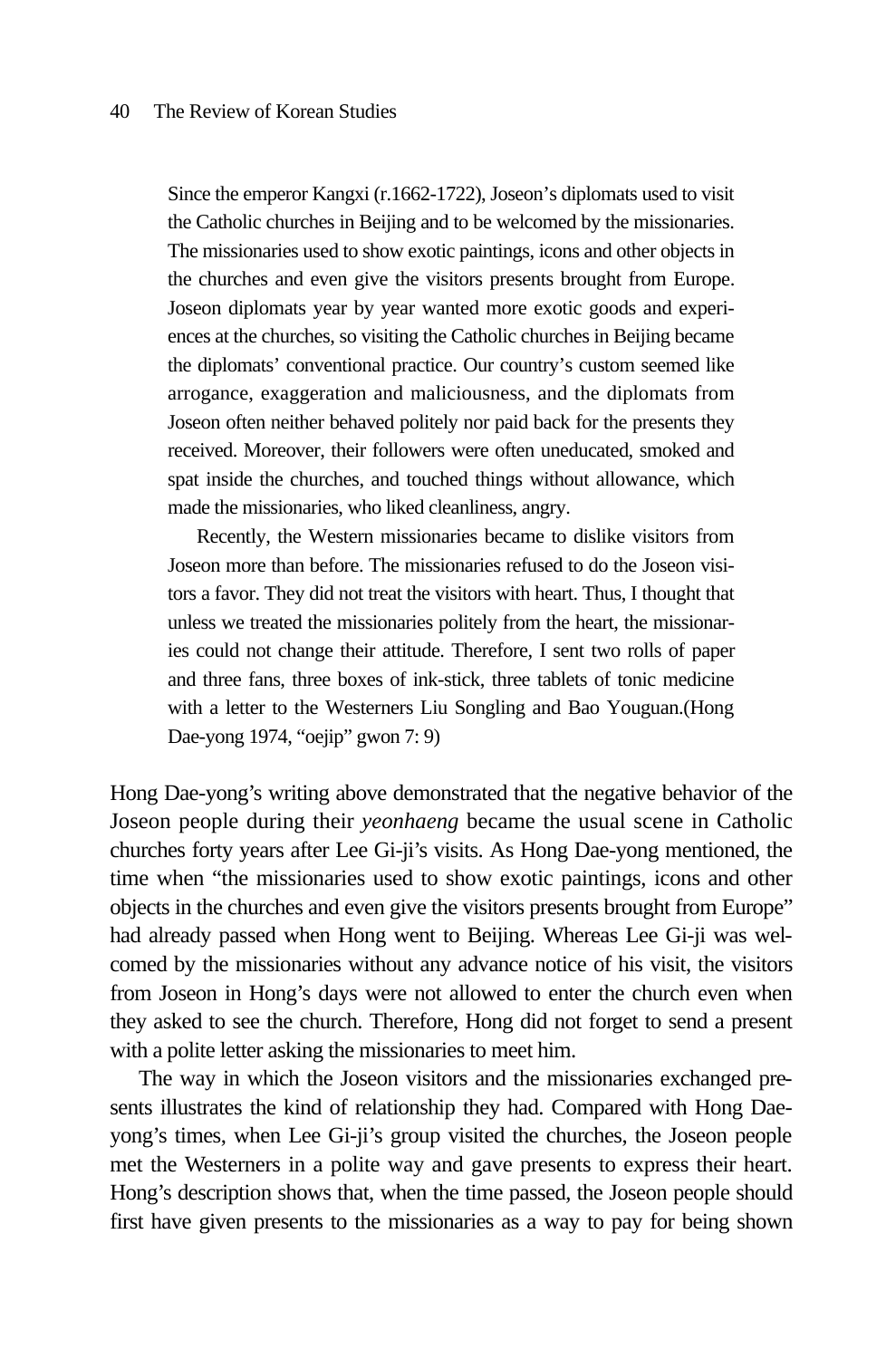> Since the emperor Kangxi (r.1662-1722), Joseon's diplomats used to visit the Catholic churches in Beijing and to be welcomed by the missionaries. The missionaries used to show exotic paintings, icons and other objects in the churches and even give the visitors presents brought from Europe. Joseon diplomats year by year wanted more exotic goods and experiences at the churches, so visiting the Catholic churches in Beijing became the diplomats' conventional practice. Our country's custom seemed like arrogance, exaggeration and maliciousness, and the diplomats from Joseon often neither behaved politely nor paid back for the presents they received. Moreover, their followers were often uneducated, smoked and spat inside the churches, and touched things without allowance, which made the missionaries, who liked cleanliness, angry.
>
> Recently, the Western missionaries became to dislike visitors from Joseon more than before. The missionaries refused to do the Joseon visitors a favor. They did not treat the visitors with heart. Thus, I thought that unless we treated the missionaries politely from the heart, the missionaries could not change their attitude. Therefore, I sent two rolls of paper and three fans, three boxes of ink-stick, three tablets of tonic medicine with a letter to the Westerners Liu Songling and Bao Youguan.(Hong Dae-yong 1974, "oejip" gwon 7: 9)

Hong Dae-yong's writing above demonstrated that the negative behavior of the Joseon people during their *yeonhaeng* became the usual scene in Catholic churches forty years after Lee Gi-ji's visits. As Hong Dae-yong mentioned, the time when "the missionaries used to show exotic paintings, icons and other objects in the churches and even give the visitors presents brought from Europe" had already passed when Hong went to Beijing. Whereas Lee Gi-ji was welcomed by the missionaries without any advance notice of his visit, the visitors from Joseon in Hong's days were not allowed to enter the church even when they asked to see the church. Therefore, Hong did not forget to send a present with a polite letter asking the missionaries to meet him.

The way in which the Joseon visitors and the missionaries exchanged presents illustrates the kind of relationship they had. Compared with Hong Dae-yong's times, when Lee Gi-ji's group visited the churches, the Joseon people met the Westerners in a polite way and gave presents to express their heart. Hong's description shows that, when the time passed, the Joseon people should first have given presents to the missionaries as a way to pay for being shown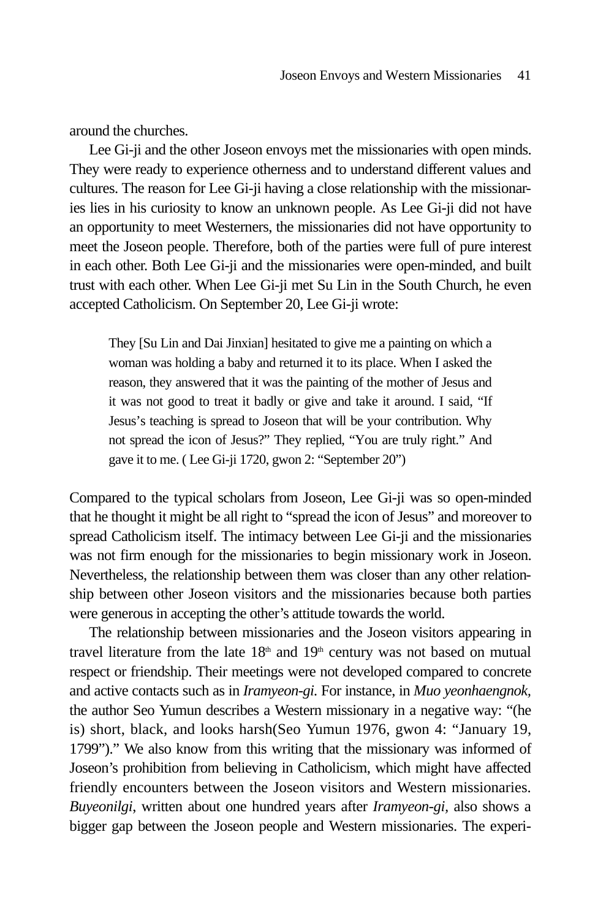around the churches.

Lee Gi-ji and the other Joseon envoys met the missionaries with open minds. They were ready to experience otherness and to understand different values and cultures. The reason for Lee Gi-ji having a close relationship with the missionaries lies in his curiosity to know an unknown people. As Lee Gi-ji did not have an opportunity to meet Westerners, the missionaries did not have opportunity to meet the Joseon people. Therefore, both of the parties were full of pure interest in each other. Both Lee Gi-ji and the missionaries were open-minded, and built trust with each other. When Lee Gi-ji met Su Lin in the South Church, he even accepted Catholicism. On September 20, Lee Gi-ji wrote:

> They [Su Lin and Dai Jinxian] hesitated to give me a painting on which a woman was holding a baby and returned it to its place. When I asked the reason, they answered that it was the painting of the mother of Jesus and it was not good to treat it badly or give and take it around. I said, "If Jesus's teaching is spread to Joseon that will be your contribution. Why not spread the icon of Jesus?" They replied, "You are truly right." And gave it to me. ( Lee Gi-ji 1720, gwon 2: "September 20")

Compared to the typical scholars from Joseon, Lee Gi-ji was so open-minded that he thought it might be all right to "spread the icon of Jesus" and moreover to spread Catholicism itself. The intimacy between Lee Gi-ji and the missionaries was not firm enough for the missionaries to begin missionary work in Joseon. Nevertheless, the relationship between them was closer than any other relationship between other Joseon visitors and the missionaries because both parties were generous in accepting the other's attitude towards the world.

The relationship between missionaries and the Joseon visitors appearing in travel literature from the late 18th and 19th century was not based on mutual respect or friendship. Their meetings were not developed compared to concrete and active contacts such as in *Iramyeon-gi*. For instance, in *Muo yeonhaengnok,* the author Seo Yumun describes a Western missionary in a negative way: "(he is) short, black, and looks harsh(Seo Yumun 1976, gwon 4: "January 19, 1799")." We also know from this writing that the missionary was informed of Joseon's prohibition from believing in Catholicism, which might have affected friendly encounters between the Joseon visitors and Western missionaries. *Buyeonilgi*, written about one hundred years after *Iramyeon-gi*, also shows a bigger gap between the Joseon people and Western missionaries. The experi-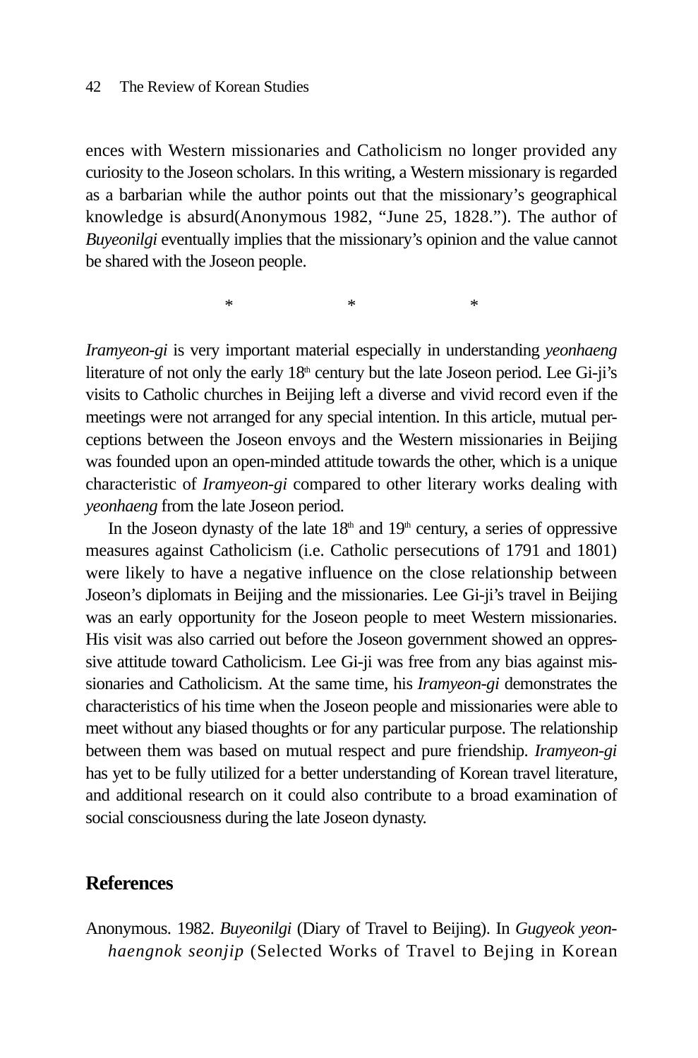ences with Western missionaries and Catholicism no longer provided any curiosity to the Joseon scholars. In this writing, a Western missionary is regarded as a barbarian while the author points out that the missionary's geographical knowledge is absurd(Anonymous 1982, "June 25, 1828."). The author of *Buyeonilgi* eventually implies that the missionary's opinion and the value cannot be shared with the Joseon people.

\* \* \*

*Iramyeon-gi* is very important material especially in understanding *yeonhaeng* literature of not only the early 18th century but the late Joseon period. Lee Gi-ji's visits to Catholic churches in Beijing left a diverse and vivid record even if the meetings were not arranged for any special intention. In this article, mutual perceptions between the Joseon envoys and the Western missionaries in Beijing was founded upon an open-minded attitude towards the other, which is a unique characteristic of *Iramyeon-gi* compared to other literary works dealing with *yeonhaeng* from the late Joseon period.

In the Joseon dynasty of the late 18th and 19th century, a series of oppressive measures against Catholicism (i.e. Catholic persecutions of 1791 and 1801) were likely to have a negative influence on the close relationship between Joseon's diplomats in Beijing and the missionaries. Lee Gi-ji's travel in Beijing was an early opportunity for the Joseon people to meet Western missionaries. His visit was also carried out before the Joseon government showed an oppressive attitude toward Catholicism. Lee Gi-ji was free from any bias against missionaries and Catholicism. At the same time, his *Iramyeon-gi* demonstrates the characteristics of his time when the Joseon people and missionaries were able to meet without any biased thoughts or for any particular purpose. The relationship between them was based on mutual respect and pure friendship. *Iramyeon-gi* has yet to be fully utilized for a better understanding of Korean travel literature, and additional research on it could also contribute to a broad examination of social consciousness during the late Joseon dynasty.

## References

Anonymous. 1982. *Buyeonilgi* (Diary of Travel to Beijing). In *Gugyeok yeonhaengnok seonjip* (Selected Works of Travel to Bejing in Korean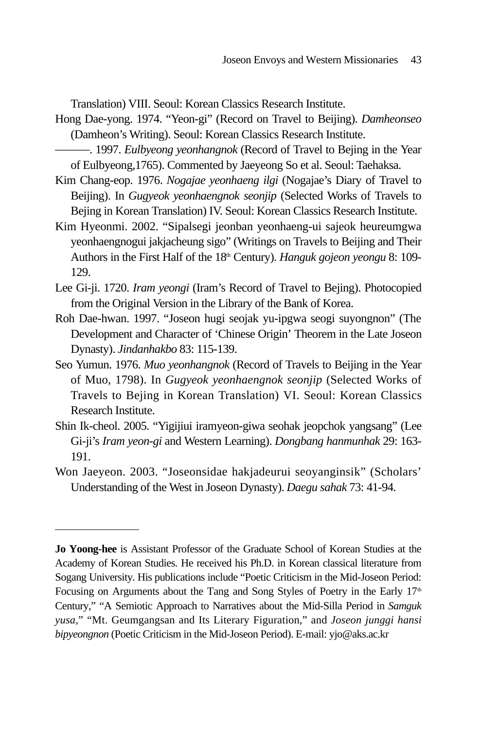Translation) VIII. Seoul: Korean Classics Research Institute.

Hong Dae-yong. 1974. "Yeon-gi" (Record on Travel to Beijing). *Damheonseo* (Damheon's Writing). Seoul: Korean Classics Research Institute.

———. 1997. *Eulbyeong yeonhangnok* (Record of Travel to Bejing in the Year of Eulbyeong,1765). Commented by Jaeyeong So et al. Seoul: Taehaksa.

Kim Chang-eop. 1976. *Nogajae yeonhaeng ilgi* (Nogajae's Diary of Travel to Beijing). In *Gugyeok yeonhaengnok seonjip* (Selected Works of Travels to Bejing in Korean Translation) IV. Seoul: Korean Classics Research Institute.

Kim Hyeonmi. 2002. "Sipalsegi jeonban yeonhaeng-ui sajeok heureumgwa yeonhaengnogui jakjacheung sigo" (Writings on Travels to Beijing and Their Authors in the First Half of the 18th Century). *Hanguk gojeon yeongu* 8: 109-129.

Lee Gi-ji. 1720. *Iram yeongi* (Iram's Record of Travel to Bejing). Photocopied from the Original Version in the Library of the Bank of Korea.

Roh Dae-hwan. 1997. "Joseon hugi seojak yu-ipgwa seogi suyongnon" (The Development and Character of 'Chinese Origin' Theorem in the Late Joseon Dynasty). *Jindanhakbo* 83: 115-139.

Seo Yumun. 1976. *Muo yeonhangnok* (Record of Travels to Beijing in the Year of Muo, 1798). In *Gugyeok yeonhaengnok seonjip* (Selected Works of Travels to Bejing in Korean Translation) VI. Seoul: Korean Classics Research Institute.

Shin Ik-cheol. 2005. "Yigijiui iramyeon-giwa seohak jeopchok yangsang" (Lee Gi-ji's *Iram yeon-gi* and Western Learning). *Dongbang hanmunhak* 29: 163-191.

Won Jaeyeon. 2003. "Joseonsidae hakjadeurui seoyanginsik" (Scholars' Understanding of the West in Joseon Dynasty). *Daegu sahak* 73: 41-94.

---

**Jo Yoong-hee** is Assistant Professor of the Graduate School of Korean Studies at the Academy of Korean Studies. He received his Ph.D. in Korean classical literature from Sogang University. His publications include "Poetic Criticism in the Mid-Joseon Period: Focusing on Arguments about the Tang and Song Styles of Poetry in the Early 17th Century," "A Semiotic Approach to Narratives about the Mid-Silla Period in *Samguk yusa*," "Mt. Geumgangsan and Its Literary Figuration," and *Joseon junggi hansi bipyeongnon* (Poetic Criticism in the Mid-Joseon Period). E-mail: yjo@aks.ac.kr